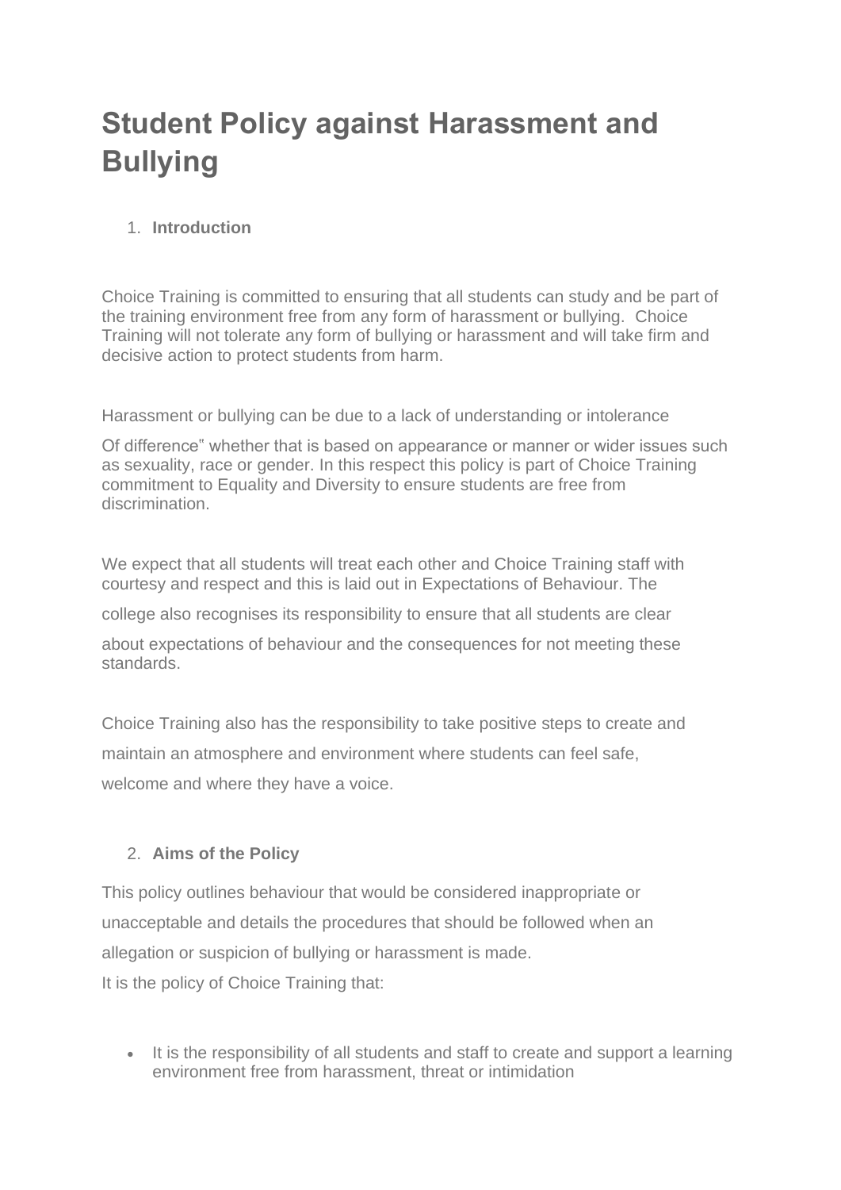# Student Policy against Harassment and Bullying

1. **Introduction**

Choice Training is committed to ensuring that all students can study and be part of the training environment free from any form of harassment or bullying. Choice Training will not tolerate any form of bullying or harassment and will take firm and decisive action to protect students from harm.

Harassment or bullying can be due to a lack of understanding or intolerance

Of difference" whether that is based on appearance or manner or wider issues such as sexuality, race or gender. In this respect this policy is part of Choice Training commitment to Equality and Diversity to ensure students are free from discrimination.

We expect that all students will treat each other and Choice Training staff with courtesy and respect and this is laid out in Expectations of Behaviour. The college also recognises its responsibility to ensure that all students are clear about expectations of behaviour and the consequences for not meeting these standards.

Choice Training also has the responsibility to take positive steps to create and maintain an atmosphere and environment where students can feel safe, welcome and where they have a voice.

2. **Aims of the Policy**

This policy outlines behaviour that would be considered inappropriate or unacceptable and details the procedures that should be followed when an allegation or suspicion of bullying or harassment is made.
It is the policy of Choice Training that:

- It is the responsibility of all students and staff to create and support a learning environment free from harassment, threat or intimidation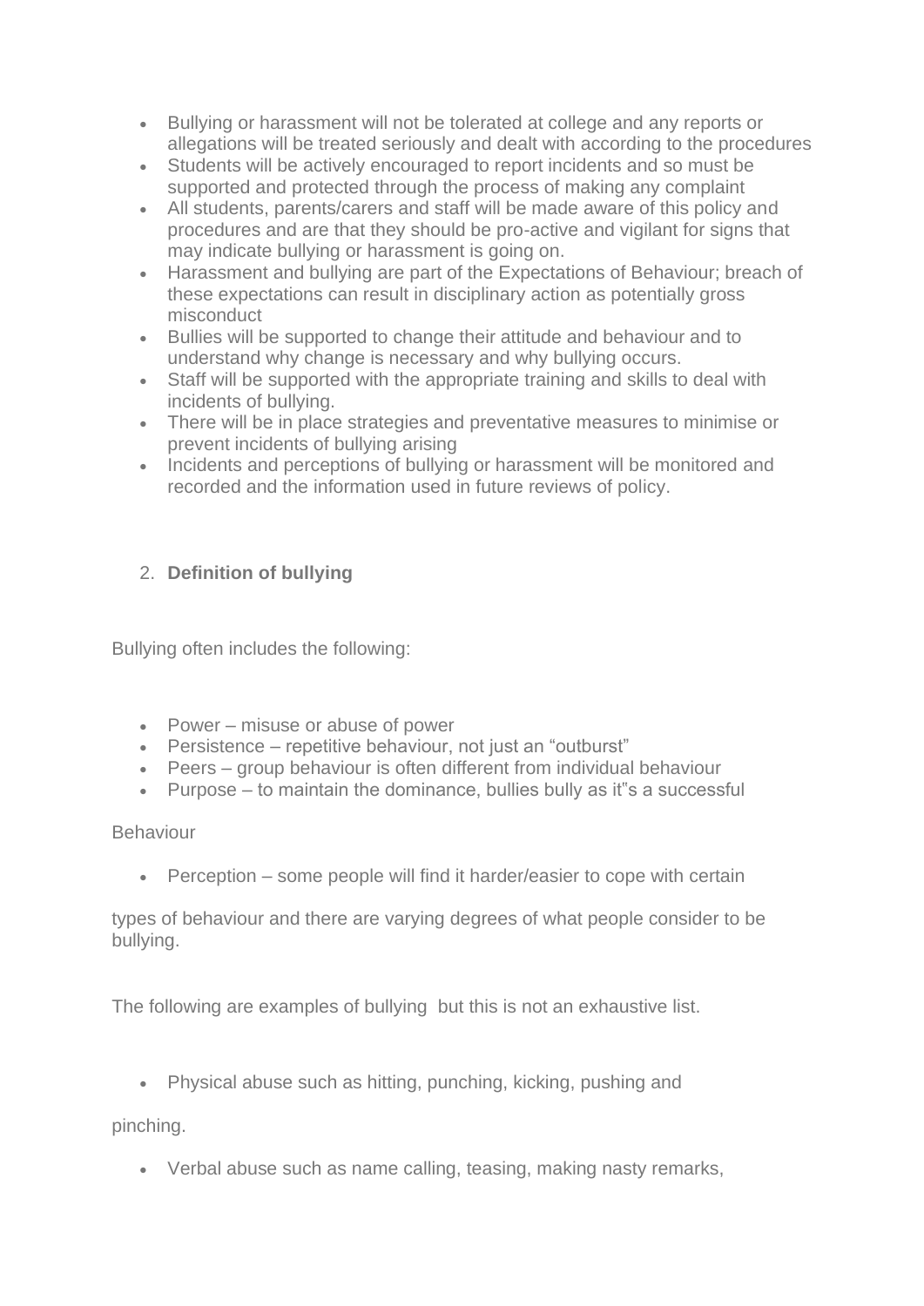- Bullying or harassment will not be tolerated at college and any reports or allegations will be treated seriously and dealt with according to the procedures
- Students will be actively encouraged to report incidents and so must be supported and protected through the process of making any complaint
- All students, parents/carers and staff will be made aware of this policy and procedures and are that they should be pro-active and vigilant for signs that may indicate bullying or harassment is going on.
- Harassment and bullying are part of the Expectations of Behaviour; breach of these expectations can result in disciplinary action as potentially gross misconduct
- Bullies will be supported to change their attitude and behaviour and to understand why change is necessary and why bullying occurs.
- Staff will be supported with the appropriate training and skills to deal with incidents of bullying.
- There will be in place strategies and preventative measures to minimise or prevent incidents of bullying arising
- Incidents and perceptions of bullying or harassment will be monitored and recorded and the information used in future reviews of policy.

## 2. **Definition of bullying**

Bullying often includes the following:

- Power – misuse or abuse of power
- Persistence – repetitive behaviour, not just an "outburst"
- Peers – group behaviour is often different from individual behaviour
- Purpose – to maintain the dominance, bullies bully as it"s a successful

Behaviour

- Perception – some people will find it harder/easier to cope with certain

types of behaviour and there are varying degrees of what people consider to be bullying.

The following are examples of bullying but this is not an exhaustive list.

- Physical abuse such as hitting, punching, kicking, pushing and

pinching.

- Verbal abuse such as name calling, teasing, making nasty remarks,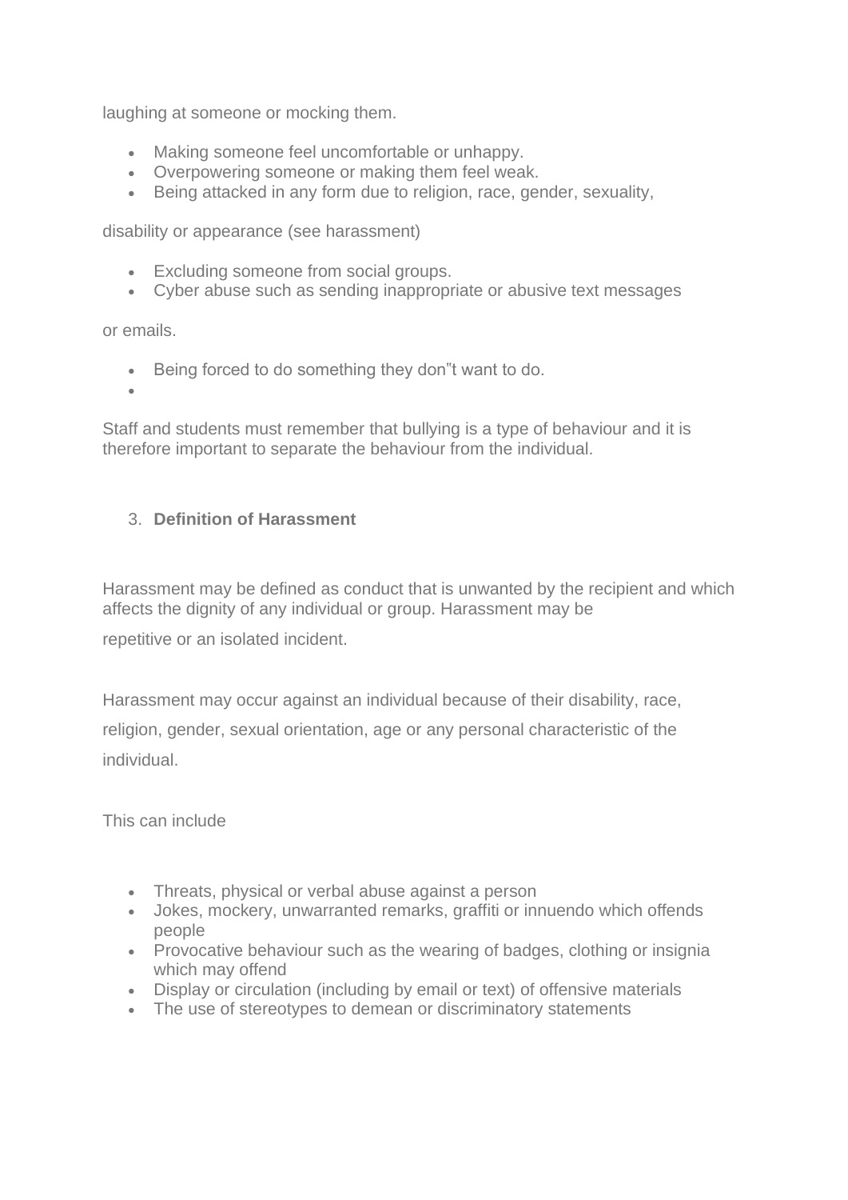laughing at someone or mocking them.

- Making someone feel uncomfortable or unhappy.
- Overpowering someone or making them feel weak.
- Being attacked in any form due to religion, race, gender, sexuality,

disability or appearance (see harassment)

- Excluding someone from social groups.
- Cyber abuse such as sending inappropriate or abusive text messages

or emails.

- Being forced to do something they don"t want to do.
- 

Staff and students must remember that bullying is a type of behaviour and it is therefore important to separate the behaviour from the individual.

3. **Definition of Harassment**

Harassment may be defined as conduct that is unwanted by the recipient and which affects the dignity of any individual or group. Harassment may be

repetitive or an isolated incident.

Harassment may occur against an individual because of their disability, race, religion, gender, sexual orientation, age or any personal characteristic of the individual.

This can include

- Threats, physical or verbal abuse against a person
- Jokes, mockery, unwarranted remarks, graffiti or innuendo which offends people
- Provocative behaviour such as the wearing of badges, clothing or insignia which may offend
- Display or circulation (including by email or text) of offensive materials
- The use of stereotypes to demean or discriminatory statements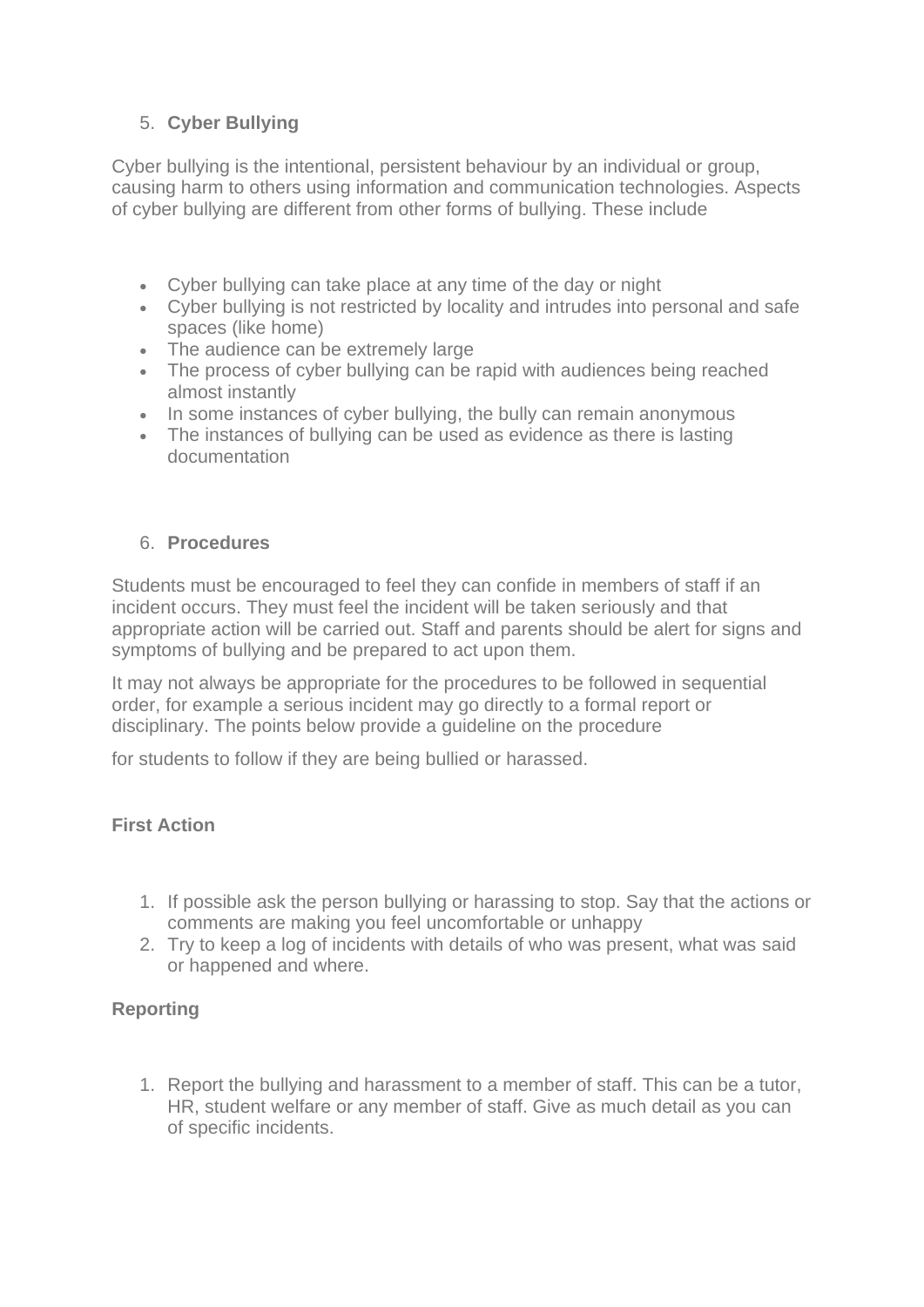5. **Cyber Bullying**

Cyber bullying is the intentional, persistent behaviour by an individual or group, causing harm to others using information and communication technologies. Aspects of cyber bullying are different from other forms of bullying. These include

- Cyber bullying can take place at any time of the day or night
- Cyber bullying is not restricted by locality and intrudes into personal and safe spaces (like home)
- The audience can be extremely large
- The process of cyber bullying can be rapid with audiences being reached almost instantly
- In some instances of cyber bullying, the bully can remain anonymous
- The instances of bullying can be used as evidence as there is lasting documentation

6. **Procedures**

Students must be encouraged to feel they can confide in members of staff if an incident occurs. They must feel the incident will be taken seriously and that appropriate action will be carried out. Staff and parents should be alert for signs and symptoms of bullying and be prepared to act upon them.

It may not always be appropriate for the procedures to be followed in sequential order, for example a serious incident may go directly to a formal report or disciplinary. The points below provide a guideline on the procedure

for students to follow if they are being bullied or harassed.

**First Action**

1. If possible ask the person bullying or harassing to stop. Say that the actions or comments are making you feel uncomfortable or unhappy
2. Try to keep a log of incidents with details of who was present, what was said or happened and where.

**Reporting**

1. Report the bullying and harassment to a member of staff. This can be a tutor, HR, student welfare or any member of staff. Give as much detail as you can of specific incidents.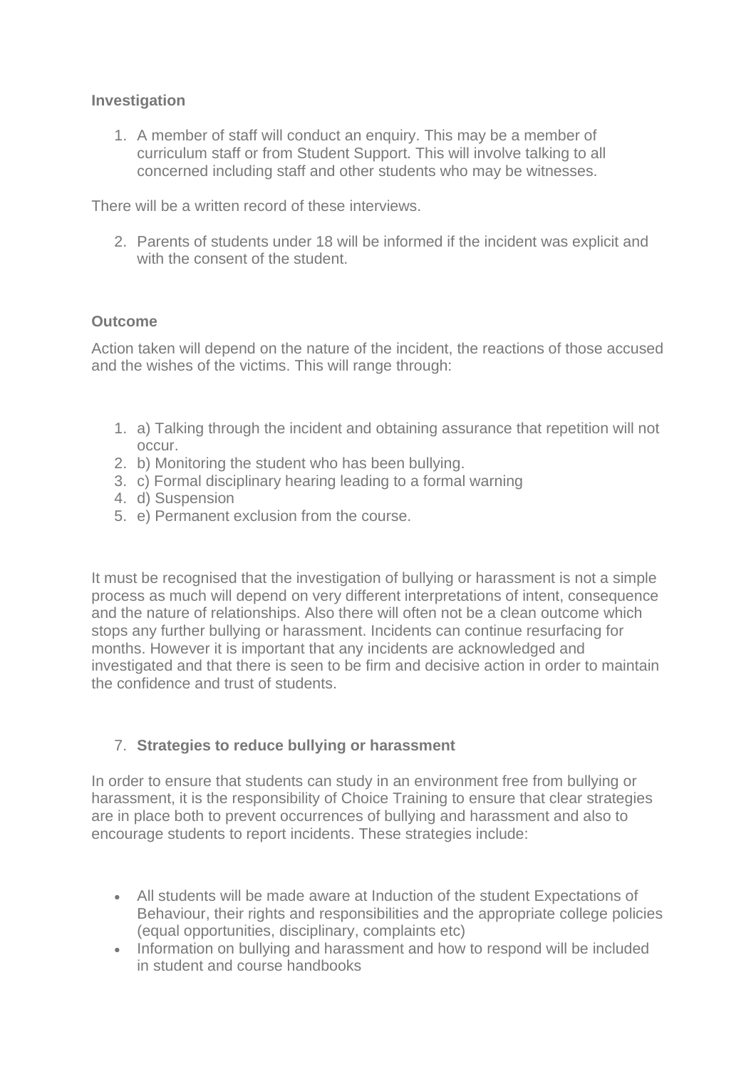**Investigation**

1. A member of staff will conduct an enquiry. This may be a member of curriculum staff or from Student Support. This will involve talking to all concerned including staff and other students who may be witnesses.

There will be a written record of these interviews.

2. Parents of students under 18 will be informed if the incident was explicit and with the consent of the student.

**Outcome**

Action taken will depend on the nature of the incident, the reactions of those accused and the wishes of the victims. This will range through:

1. a) Talking through the incident and obtaining assurance that repetition will not occur.
2. b) Monitoring the student who has been bullying.
3. c) Formal disciplinary hearing leading to a formal warning
4. d) Suspension
5. e) Permanent exclusion from the course.

It must be recognised that the investigation of bullying or harassment is not a simple process as much will depend on very different interpretations of intent, consequence and the nature of relationships. Also there will often not be a clean outcome which stops any further bullying or harassment. Incidents can continue resurfacing for months. However it is important that any incidents are acknowledged and investigated and that there is seen to be firm and decisive action in order to maintain the confidence and trust of students.

7. **Strategies to reduce bullying or harassment**

In order to ensure that students can study in an environment free from bullying or harassment, it is the responsibility of Choice Training to ensure that clear strategies are in place both to prevent occurrences of bullying and harassment and also to encourage students to report incidents. These strategies include:

- All students will be made aware at Induction of the student Expectations of Behaviour, their rights and responsibilities and the appropriate college policies (equal opportunities, disciplinary, complaints etc)
- Information on bullying and harassment and how to respond will be included in student and course handbooks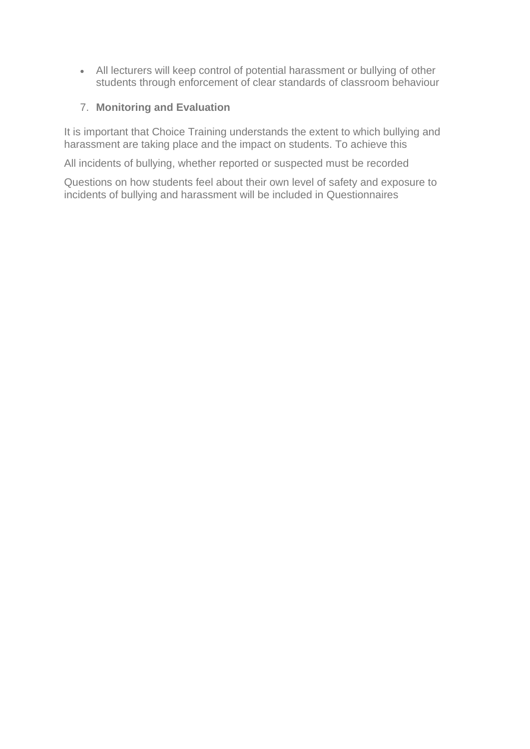- All lecturers will keep control of potential harassment or bullying of other students through enforcement of clear standards of classroom behaviour

7. **Monitoring and Evaluation**

It is important that Choice Training understands the extent to which bullying and harassment are taking place and the impact on students. To achieve this

All incidents of bullying, whether reported or suspected must be recorded

Questions on how students feel about their own level of safety and exposure to incidents of bullying and harassment will be included in Questionnaires